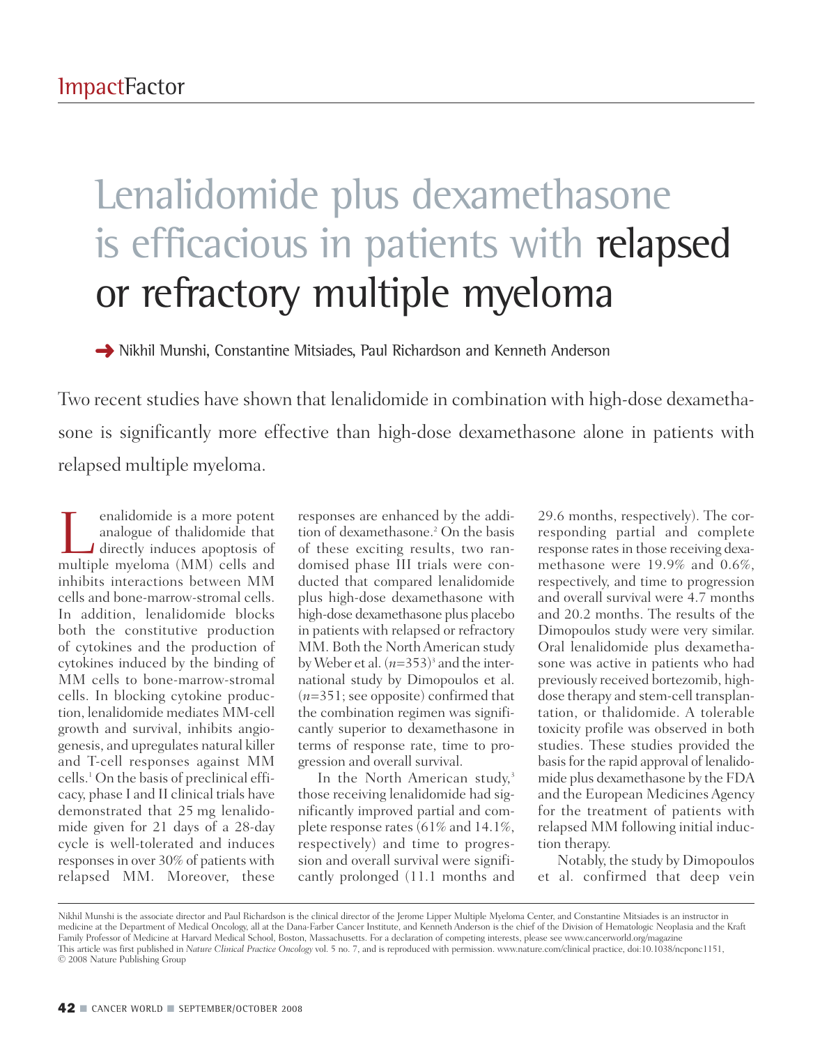# Lenalidomide plus dexamethasone is efficacious in patients with relapsed or refractory multiple myeloma

→ Nikhil Munshi, Constantine Mitsiades, Paul Richardson and Kenneth Anderson

Two recent studies have shown that lenalidomide in combination with high-dose dexamethasone is significantly more effective than high-dose dexamethasone alone in patients with relapsed multiple myeloma.

Lenalidomide is a more potent analogue of thalidomide that directly induces apoptosis of multiple myeloma (MM) cells and inhibits interactions between MM cells and bone-marrow-stromal cells. In addition, lenalidomide blocks both the constitutive production of cytokines and the production of cytokines induced by the binding of MM cells to bone-marrow-stromal cells. In blocking cytokine production, lenalidomide mediates MM-cell growth and survival, inhibits angiogenesis, and upregulates natural killer and T-cell responses against MM cells.[1] On the basis of preclinical efficacy, phase I and II clinical trials have demonstrated that 25 mg lenalidomide given for 21 days of a 28-day cycle is well-tolerated and induces responses in over 30% of patients with relapsed MM. Moreover, these responses are enhanced by the addition of dexamethasone.[2] On the basis of these exciting results, two randomised phase III trials were conducted that compared lenalidomide plus high-dose dexamethasone with high-dose dexamethasone plus placebo in patients with relapsed or refractory MM. Both the North American study by Weber et al. ($n$=353)[3] and the international study by Dimopoulos et al. ($n$=351; see opposite) confirmed that the combination regimen was significantly superior to dexamethasone in terms of response rate, time to progression and overall survival.

In the North American study,[3] those receiving lenalidomide had significantly improved partial and complete response rates (61% and 14.1%, respectively) and time to progression and overall survival were significantly prolonged (11.1 months and 29.6 months, respectively). The corresponding partial and complete response rates in those receiving dexamethasone were 19.9% and 0.6%, respectively, and time to progression and overall survival were 4.7 months and 20.2 months. The results of the Dimopoulos study were very similar. Oral lenalidomide plus dexamethasone was active in patients who had previously received bortezomib, high-dose therapy and stem-cell transplantation, or thalidomide. A tolerable toxicity profile was observed in both studies. These studies provided the basis for the rapid approval of lenalidomide plus dexamethasone by the FDA and the European Medicines Agency for the treatment of patients with relapsed MM following initial induction therapy.

Notably, the study by Dimopoulos et al. confirmed that deep vein

Nikhil Munshi is the associate director and Paul Richardson is the clinical director of the Jerome Lipper Multiple Myeloma Center, and Constantine Mitsiades is an instructor in medicine at the Department of Medical Oncology, all at the Dana-Farber Cancer Institute, and Kenneth Anderson is the chief of the Division of Hematologic Neoplasia and the Kraft Family Professor of Medicine at Harvard Medical School, Boston, Massachusetts. For a declaration of competing interests, please see www.cancerworld.org/magazine

This article was first published in *Nature Clinical Practice Oncology* vol. 5 no. 7, and is reproduced with permission. www.nature.com/clinical practice, doi:10.1038/ncponc1151, © 2008 Nature Publishing Group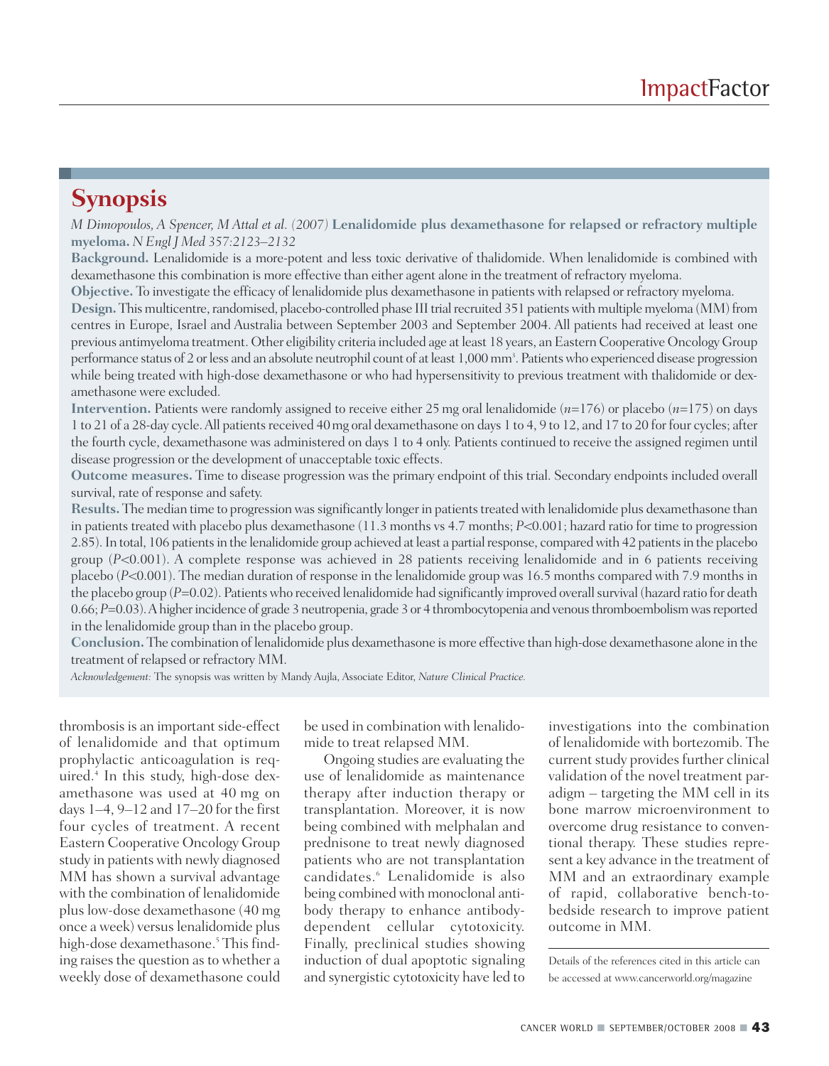## Synopsis

*M Dimopoulos, A Spencer, M Attal et al.* (2007) **Lenalidomide plus dexamethasone for relapsed or refractory multiple myeloma.** *N Engl J Med* 357:2123–2132

**Background.** Lenalidomide is a more-potent and less toxic derivative of thalidomide. When lenalidomide is combined with dexamethasone this combination is more effective than either agent alone in the treatment of refractory myeloma.

**Objective.** To investigate the efficacy of lenalidomide plus dexamethasone in patients with relapsed or refractory myeloma.

**Design.** This multicentre, randomised, placebo-controlled phase III trial recruited 351 patients with multiple myeloma (MM) from centres in Europe, Israel and Australia between September 2003 and September 2004. All patients had received at least one previous antimyeloma treatment. Other eligibility criteria included age at least 18 years, an Eastern Cooperative Oncology Group performance status of 2 or less and an absolute neutrophil count of at least 1,000 $mm^3$. Patients who experienced disease progression while being treated with high-dose dexamethasone or who had hypersensitivity to previous treatment with thalidomide or dexamethasone were excluded.

**Intervention.** Patients were randomly assigned to receive either 25 mg oral lenalidomide ($n$=176) or placebo ($n$=175) on days 1 to 21 of a 28-day cycle. All patients received 40 mg oral dexamethasone on days 1 to 4, 9 to 12, and 17 to 20 for four cycles; after the fourth cycle, dexamethasone was administered on days 1 to 4 only. Patients continued to receive the assigned regimen until disease progression or the development of unacceptable toxic effects.

**Outcome measures.** Time to disease progression was the primary endpoint of this trial. Secondary endpoints included overall survival, rate of response and safety.

**Results.** The median time to progression was significantly longer in patients treated with lenalidomide plus dexamethasone than in patients treated with placebo plus dexamethasone (11.3 months vs 4.7 months; $P$<0.001; hazard ratio for time to progression 2.85). In total, 106 patients in the lenalidomide group achieved at least a partial response, compared with 42 patients in the placebo group ($P$<0.001). A complete response was achieved in 28 patients receiving lenalidomide and in 6 patients receiving placebo ($P$<0.001). The median duration of response in the lenalidomide group was 16.5 months compared with 7.9 months in the placebo group ($P$=0.02). Patients who received lenalidomide had significantly improved overall survival (hazard ratio for death 0.66; $P$=0.03). A higher incidence of grade 3 neutropenia, grade 3 or 4 thrombocytopenia and venous thromboembolism was reported in the lenalidomide group than in the placebo group.

**Conclusion.** The combination of lenalidomide plus dexamethasone is more effective than high-dose dexamethasone alone in the treatment of relapsed or refractory MM.

*Acknowledgement:* The synopsis was written by Mandy Aujla, Associate Editor, *Nature Clinical Practice.*

thrombosis is an important side-effect of lenalidomide and that optimum prophylactic anticoagulation is required.[4] In this study, high-dose dexamethasone was used at 40 mg on days 1–4, 9–12 and 17–20 for the first four cycles of treatment. A recent Eastern Cooperative Oncology Group study in patients with newly diagnosed MM has shown a survival advantage with the combination of lenalidomide plus low-dose dexamethasone (40 mg once a week) versus lenalidomide plus high-dose dexamethasone.[5] This finding raises the question as to whether a weekly dose of dexamethasone could be used in combination with lenalidomide to treat relapsed MM.

Ongoing studies are evaluating the use of lenalidomide as maintenance therapy after induction therapy or transplantation. Moreover, it is now being combined with melphalan and prednisone to treat newly diagnosed patients who are not transplantation candidates.[6] Lenalidomide is also being combined with monoclonal antibody therapy to enhance antibody-dependent cellular cytotoxicity. Finally, preclinical studies showing induction of dual apoptotic signaling and synergistic cytotoxicity have led to investigations into the combination of lenalidomide with bortezomib. The current study provides further clinical validation of the novel treatment paradigm – targeting the MM cell in its bone marrow microenvironment to overcome drug resistance to conventional therapy. These studies represent a key advance in the treatment of MM and an extraordinary example of rapid, collaborative bench-to-bedside research to improve patient outcome in MM.

Details of the references cited in this article can be accessed at www.cancerworld.org/magazine